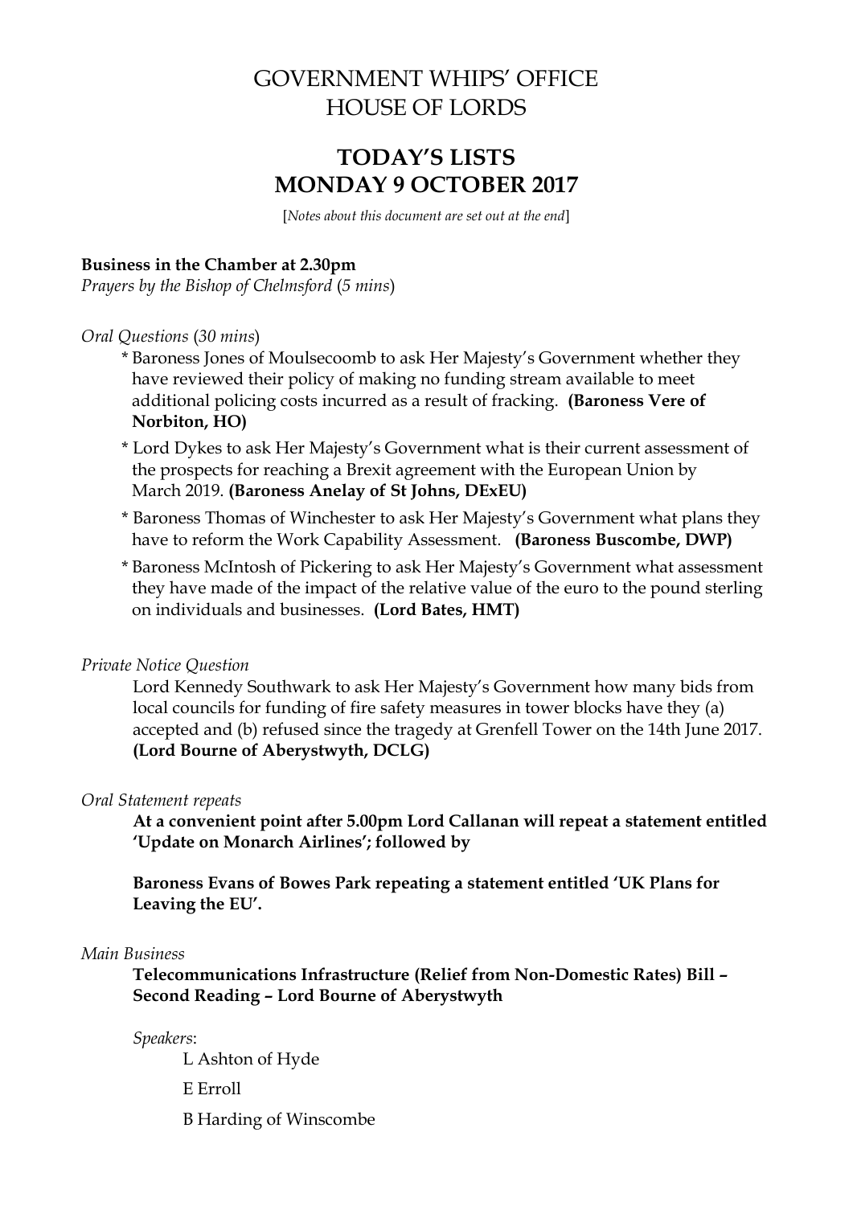# GOVERNMENT WHIPS' OFFICE
# HOUSE OF LORDS

## TODAY'S LISTS
## MONDAY 9 OCTOBER 2017

[*Notes about this document are set out at the end*]

**Business in the Chamber at 2.30pm**
*Prayers by the Bishop of Chelmsford* (*5 mins*)

*Oral Questions* (*30 mins*)

* Baroness Jones of Moulsecoomb to ask Her Majesty's Government whether they have reviewed their policy of making no funding stream available to meet additional policing costs incurred as a result of fracking. **(Baroness Vere of Norbiton, HO)**
* Lord Dykes to ask Her Majesty's Government what is their current assessment of the prospects for reaching a Brexit agreement with the European Union by March 2019. **(Baroness Anelay of St Johns, DExEU)**
* Baroness Thomas of Winchester to ask Her Majesty's Government what plans they have to reform the Work Capability Assessment. **(Baroness Buscombe, DWP)**
* Baroness McIntosh of Pickering to ask Her Majesty's Government what assessment they have made of the impact of the relative value of the euro to the pound sterling on individuals and businesses. **(Lord Bates, HMT)**

*Private Notice Question*

Lord Kennedy Southwark to ask Her Majesty's Government how many bids from local councils for funding of fire safety measures in tower blocks have they (a) accepted and (b) refused since the tragedy at Grenfell Tower on the 14th June 2017. **(Lord Bourne of Aberystwyth, DCLG)**

*Oral Statement repeats*

**At a convenient point after 5.00pm Lord Callanan will repeat a statement entitled 'Update on Monarch Airlines'; followed by**

**Baroness Evans of Bowes Park repeating a statement entitled 'UK Plans for Leaving the EU'.**

*Main Business*

**Telecommunications Infrastructure (Relief from Non-Domestic Rates) Bill – Second Reading – Lord Bourne of Aberystwyth**

*Speakers*:

L Ashton of Hyde

E Erroll

B Harding of Winscombe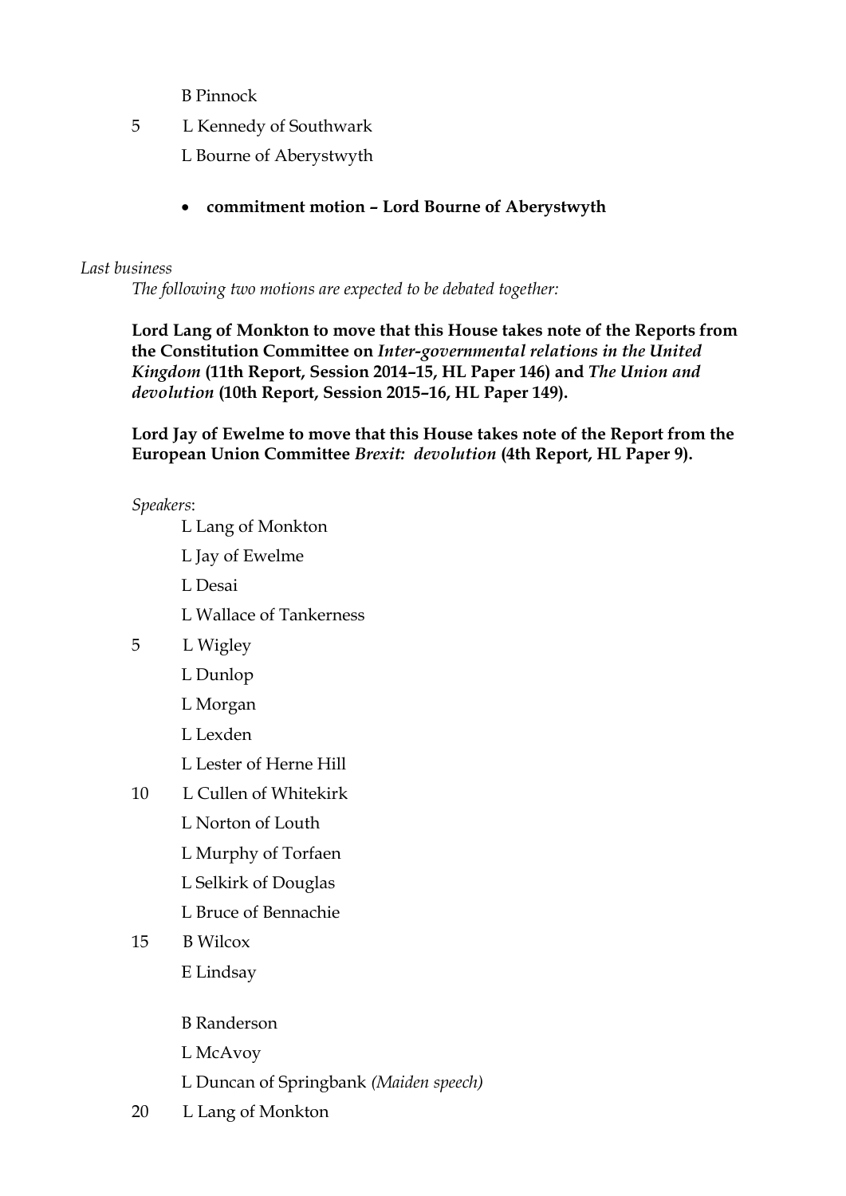B Pinnock

5 L Kennedy of Southwark

L Bourne of Aberystwyth

- **commitment motion – Lord Bourne of Aberystwyth**

*Last business*

*The following two motions are expected to be debated together:*

**Lord Lang of Monkton to move that this House takes note of the Reports from the Constitution Committee on *Inter-governmental relations in the United Kingdom* (11th Report, Session 2014–15, HL Paper 146) and *The Union and devolution* (10th Report, Session 2015–16, HL Paper 149).**

**Lord Jay of Ewelme to move that this House takes note of the Report from the European Union Committee *Brexit: devolution* (4th Report, HL Paper 9).**

*Speakers*:

L Lang of Monkton

L Jay of Ewelme

L Desai

L Wallace of Tankerness

5 L Wigley

L Dunlop

L Morgan

L Lexden

L Lester of Herne Hill

10 L Cullen of Whitekirk

L Norton of Louth

L Murphy of Torfaen

L Selkirk of Douglas

L Bruce of Bennachie

15 B Wilcox

E Lindsay

B Randerson

L McAvoy

L Duncan of Springbank *(Maiden speech)*

20 L Lang of Monkton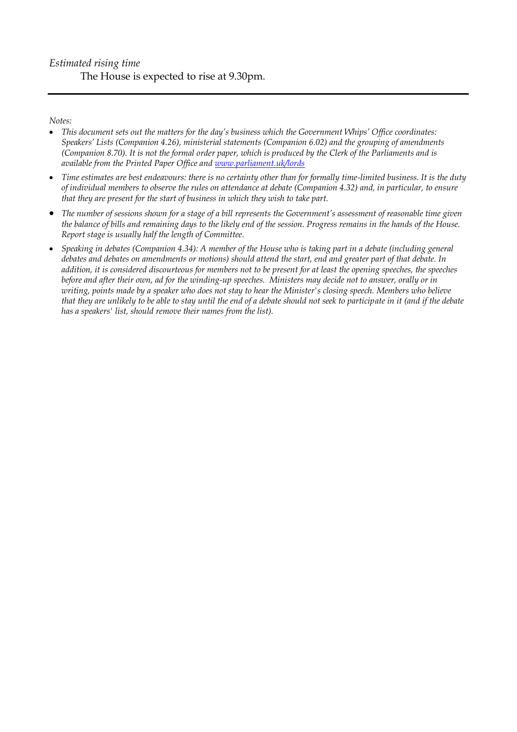*Estimated rising time*

The House is expected to rise at 9.30pm.

---

*Notes:*

- *This document sets out the matters for the day's business which the Government Whips' Office coordinates: Speakers' Lists (Companion 4.26), ministerial statements (Companion 6.02) and the grouping of amendments (Companion 8.70). It is not the formal order paper, which is produced by the Clerk of the Parliaments and is available from the Printed Paper Office and [www.parliament.uk/lords](www.parliament.uk/lords)*
- *Time estimates are best endeavours: there is no certainty other than for formally time-limited business. It is the duty of individual members to observe the rules on attendance at debate (Companion 4.32) and, in particular, to ensure that they are present for the start of business in which they wish to take part.*
- *The number of sessions shown for a stage of a bill represents the Government's assessment of reasonable time given the balance of bills and remaining days to the likely end of the session. Progress remains in the hands of the House. Report stage is usually half the length of Committee.*
- *Speaking in debates (Companion 4.34): A member of the House who is taking part in a debate (including general debates and debates on amendments or motions) should attend the start, end and greater part of that debate. In addition, it is considered discourteous for members not to be present for at least the opening speeches, the speeches before and after their own, ad for the winding-up speeches. Ministers may decide not to answer, orally or in writing, points made by a speaker who does not stay to hear the Minister's closing speech. Members who believe that they are unlikely to be able to stay until the end of a debate should not seek to participate in it (and if the debate has a speakers' list, should remove their names from the list).*